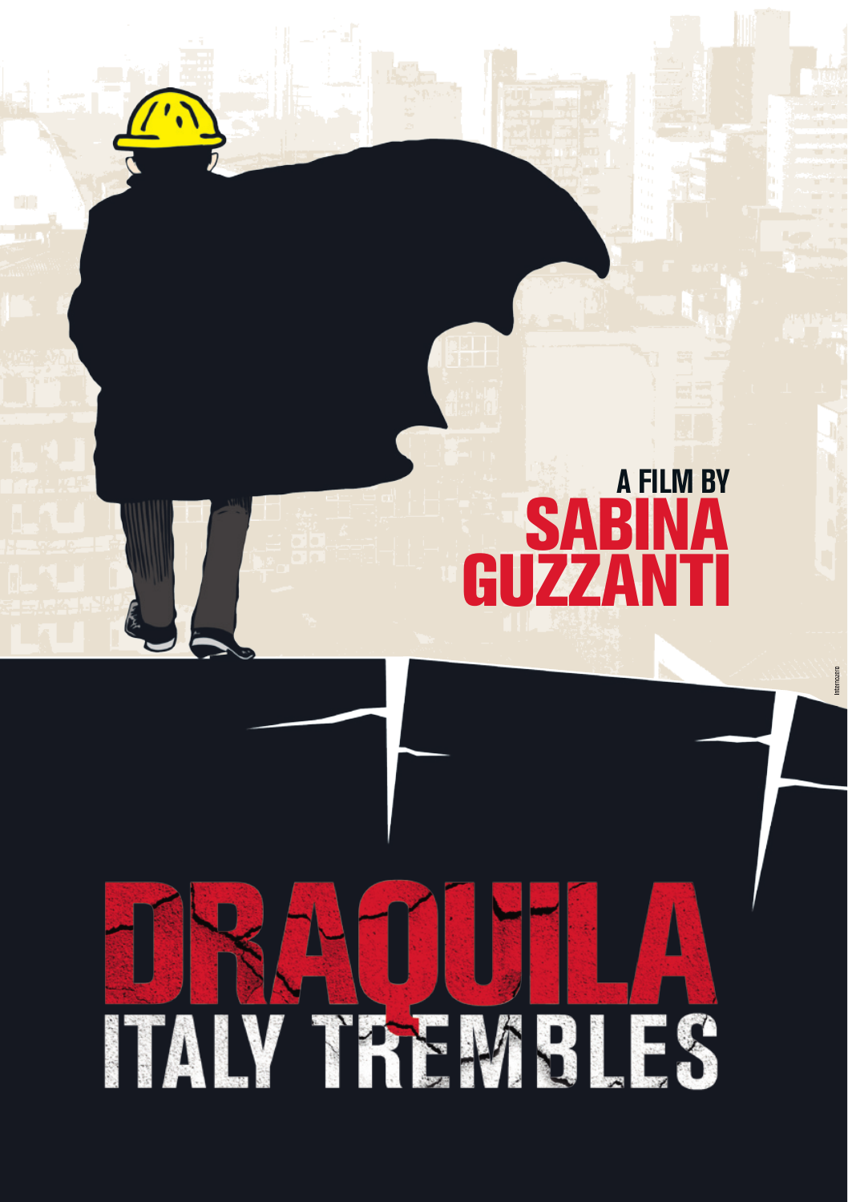A FILM BY
**SABINA GUZZANTI**

# DRAQUILA
## ITALY TREMBLES

Internozero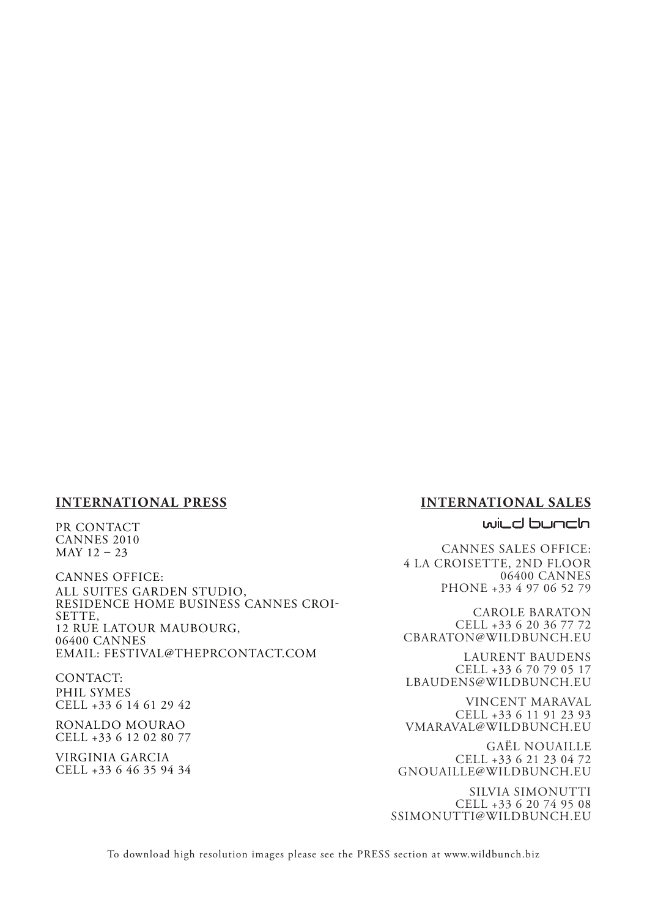## INTERNATIONAL PRESS

PR CONTACT
CANNES 2010
MAY 12 – 23

CANNES OFFICE:
ALL SUITES GARDEN STUDIO,
RESIDENCE HOME BUSINESS CANNES CROISETTE,
12 RUE LATOUR MAUBOURG,
06400 CANNES
EMAIL: FESTIVAL@THEPRCONTACT.COM

CONTACT:
PHIL SYMES
CELL +33 6 14 61 29 42

RONALDO MOURAO
CELL +33 6 12 02 80 77

VIRGINIA GARCIA
CELL +33 6 46 35 94 34

## INTERNATIONAL SALES

wild bunch

CANNES SALES OFFICE:
4 LA CROISETTE, 2ND FLOOR
06400 CANNES
PHONE +33 4 97 06 52 79

CAROLE BARATON
CELL +33 6 20 36 77 72
CBARATON@WILDBUNCH.EU

LAURENT BAUDENS
CELL +33 6 70 79 05 17
LBAUDENS@WILDBUNCH.EU

VINCENT MARAVAL
CELL +33 6 11 91 23 93
VMARAVAL@WILDBUNCH.EU

GAËL NOUAILLE
CELL +33 6 21 23 04 72
GNOUAILLE@WILDBUNCH.EU

SILVIA SIMONUTTI
CELL +33 6 20 74 95 08
SSIMONUTTI@WILDBUNCH.EU

To download high resolution images please see the PRESS section at www.wildbunch.biz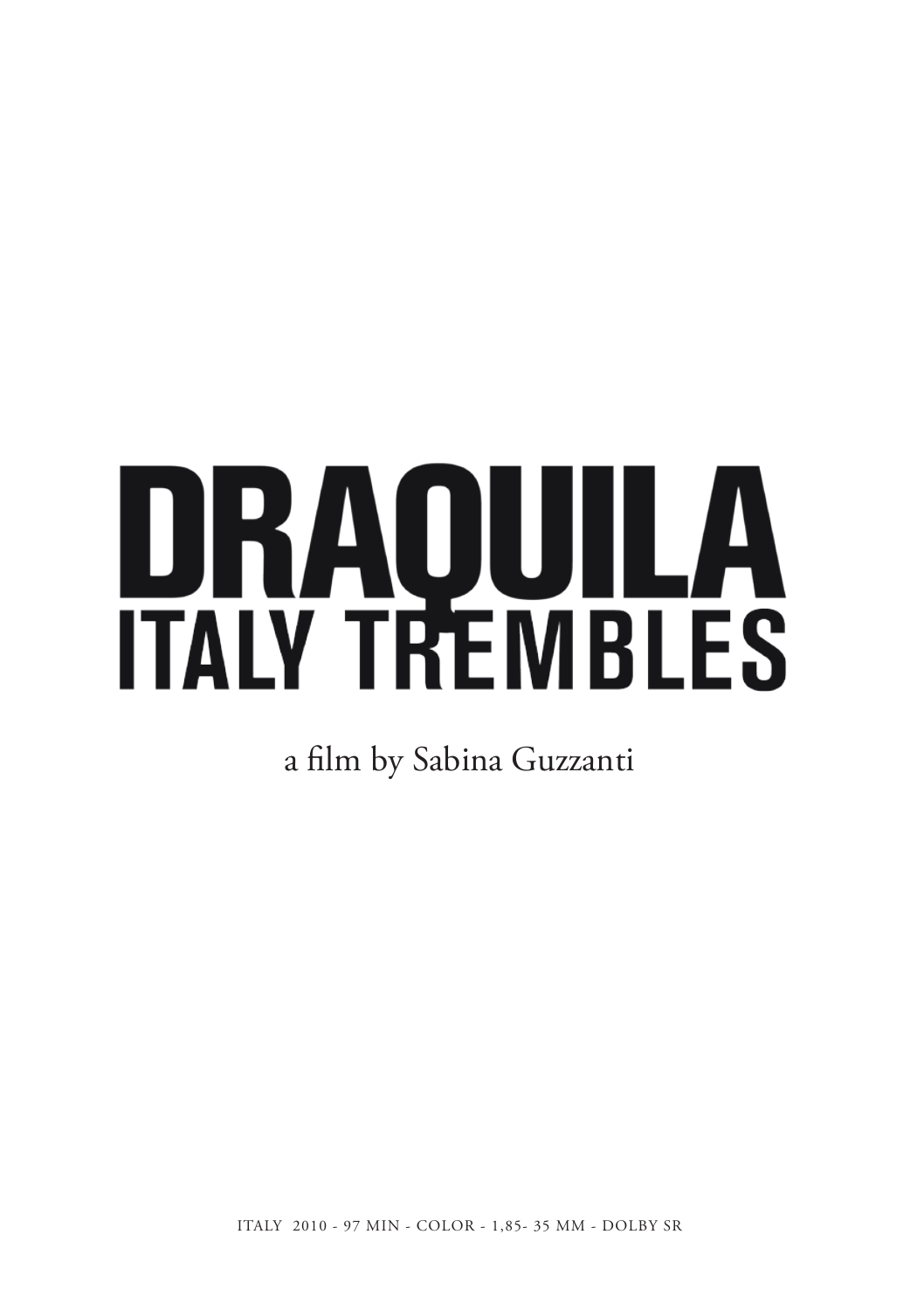# DRAQUILA
## ITALY TREMBLES

a film by Sabina Guzzanti

ITALY 2010 - 97 MIN - COLOR - 1,85- 35 MM - DOLBY SR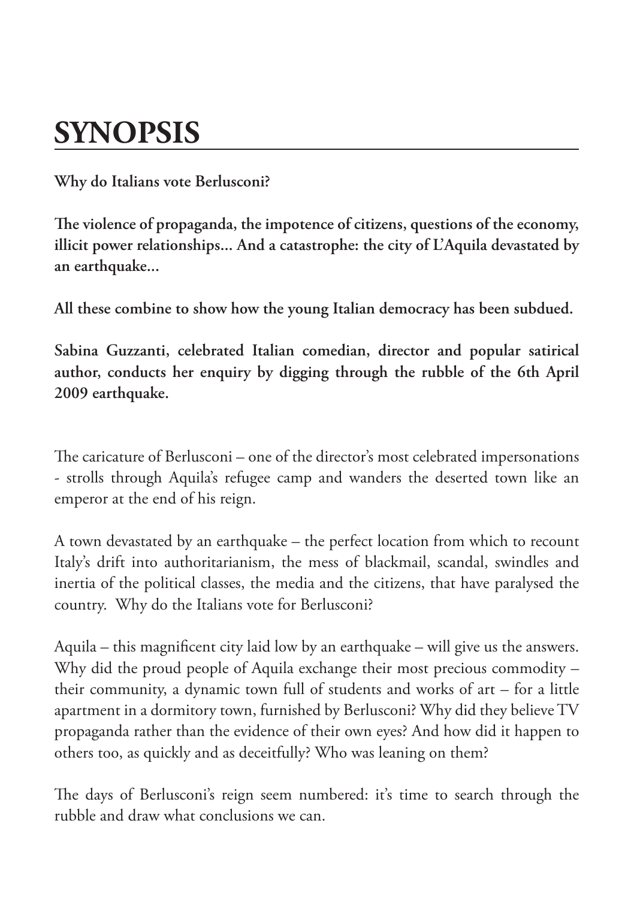# SYNOPSIS

**Why do Italians vote Berlusconi?**

**The violence of propaganda, the impotence of citizens, questions of the economy, illicit power relationships... And a catastrophe: the city of L'Aquila devastated by an earthquake...**

**All these combine to show how the young Italian democracy has been subdued.**

**Sabina Guzzanti, celebrated Italian comedian, director and popular satirical author, conducts her enquiry by digging through the rubble of the 6th April 2009 earthquake.**

The caricature of Berlusconi – one of the director's most celebrated impersonations - strolls through Aquila's refugee camp and wanders the deserted town like an emperor at the end of his reign.

A town devastated by an earthquake – the perfect location from which to recount Italy's drift into authoritarianism, the mess of blackmail, scandal, swindles and inertia of the political classes, the media and the citizens, that have paralysed the country. Why do the Italians vote for Berlusconi?

Aquila – this magnificent city laid low by an earthquake – will give us the answers. Why did the proud people of Aquila exchange their most precious commodity – their community, a dynamic town full of students and works of art – for a little apartment in a dormitory town, furnished by Berlusconi? Why did they believe TV propaganda rather than the evidence of their own eyes? And how did it happen to others too, as quickly and as deceitfully? Who was leaning on them?

The days of Berlusconi's reign seem numbered: it's time to search through the rubble and draw what conclusions we can.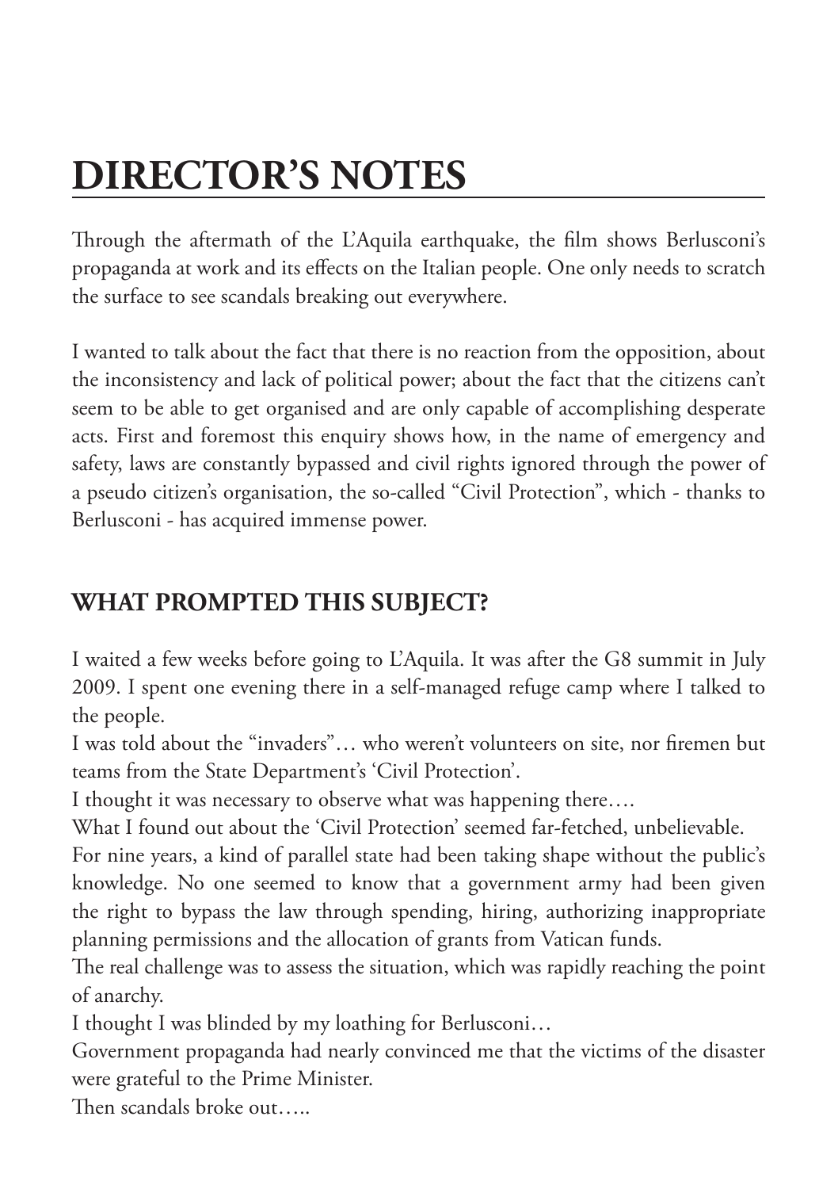# DIRECTOR'S NOTES

Through the aftermath of the L'Aquila earthquake, the film shows Berlusconi's propaganda at work and its effects on the Italian people. One only needs to scratch the surface to see scandals breaking out everywhere.

I wanted to talk about the fact that there is no reaction from the opposition, about the inconsistency and lack of political power; about the fact that the citizens can't seem to be able to get organised and are only capable of accomplishing desperate acts. First and foremost this enquiry shows how, in the name of emergency and safety, laws are constantly bypassed and civil rights ignored through the power of a pseudo citizen's organisation, the so-called "Civil Protection", which - thanks to Berlusconi - has acquired immense power.

## WHAT PROMPTED THIS SUBJECT?

I waited a few weeks before going to L'Aquila. It was after the G8 summit in July 2009. I spent one evening there in a self-managed refuge camp where I talked to the people.

I was told about the "invaders"… who weren't volunteers on site, nor firemen but teams from the State Department's 'Civil Protection'.

I thought it was necessary to observe what was happening there….

What I found out about the 'Civil Protection' seemed far-fetched, unbelievable.

For nine years, a kind of parallel state had been taking shape without the public's knowledge. No one seemed to know that a government army had been given the right to bypass the law through spending, hiring, authorizing inappropriate planning permissions and the allocation of grants from Vatican funds.

The real challenge was to assess the situation, which was rapidly reaching the point of anarchy.

I thought I was blinded by my loathing for Berlusconi…

Government propaganda had nearly convinced me that the victims of the disaster were grateful to the Prime Minister.

Then scandals broke out…..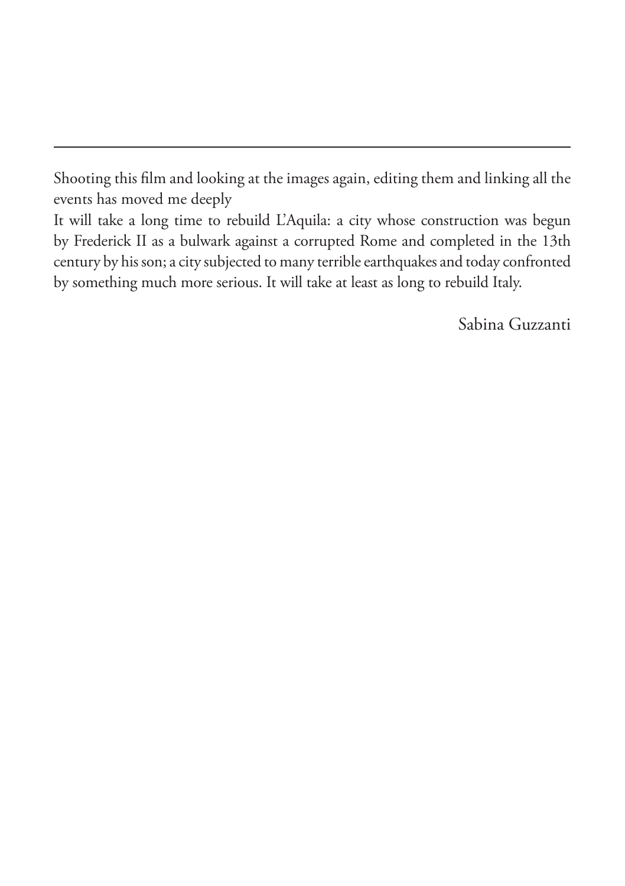---

Shooting this film and looking at the images again, editing them and linking all the events has moved me deeply

It will take a long time to rebuild L'Aquila: a city whose construction was begun by Frederick II as a bulwark against a corrupted Rome and completed in the 13th century by his son; a city subjected to many terrible earthquakes and today confronted by something much more serious. It will take at least as long to rebuild Italy.

Sabina Guzzanti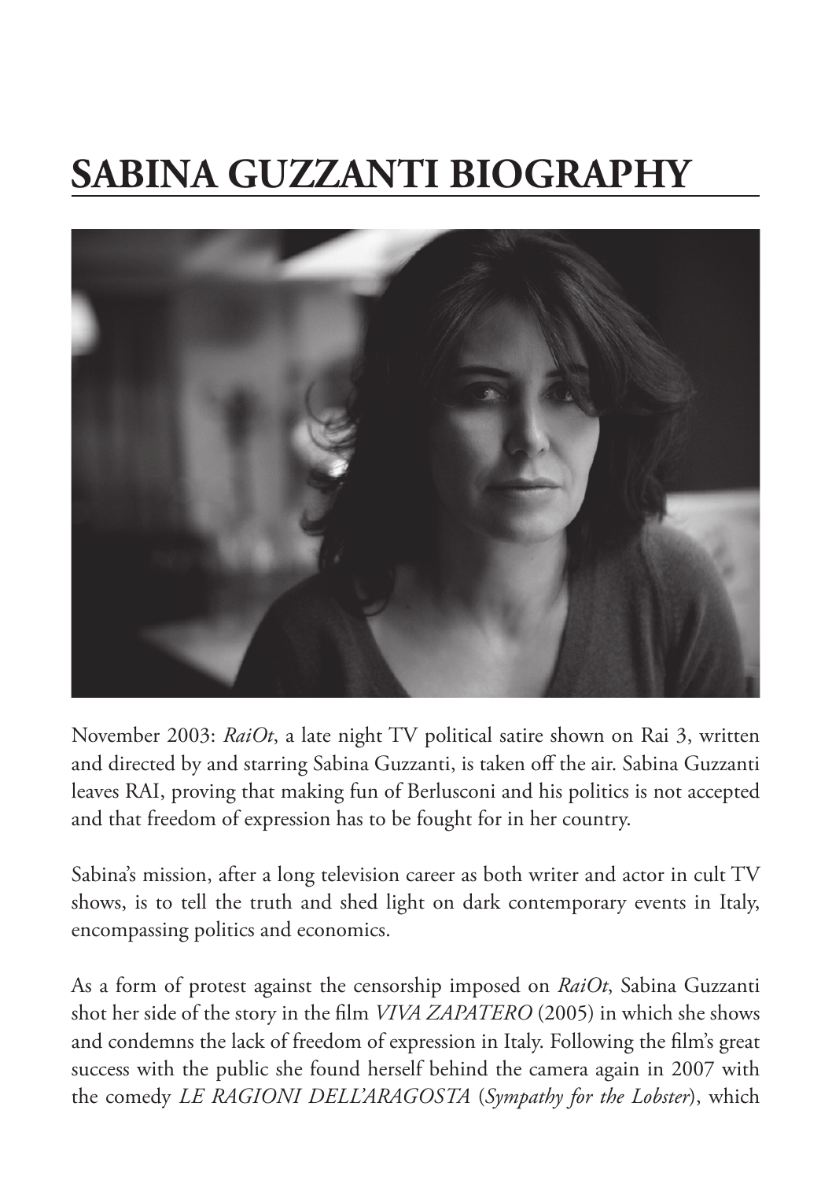# SABINA GUZZANTI BIOGRAPHY

November 2003: *RaiOt*, a late night TV political satire shown on Rai 3, written and directed by and starring Sabina Guzzanti, is taken off the air. Sabina Guzzanti leaves RAI, proving that making fun of Berlusconi and his politics is not accepted and that freedom of expression has to be fought for in her country.

Sabina's mission, after a long television career as both writer and actor in cult TV shows, is to tell the truth and shed light on dark contemporary events in Italy, encompassing politics and economics.

As a form of protest against the censorship imposed on *RaiOt*, Sabina Guzzanti shot her side of the story in the film *VIVA ZAPATERO* (2005) in which she shows and condemns the lack of freedom of expression in Italy. Following the film's great success with the public she found herself behind the camera again in 2007 with the comedy *LE RAGIONI DELL'ARAGOSTA* (*Sympathy for the Lobster*), which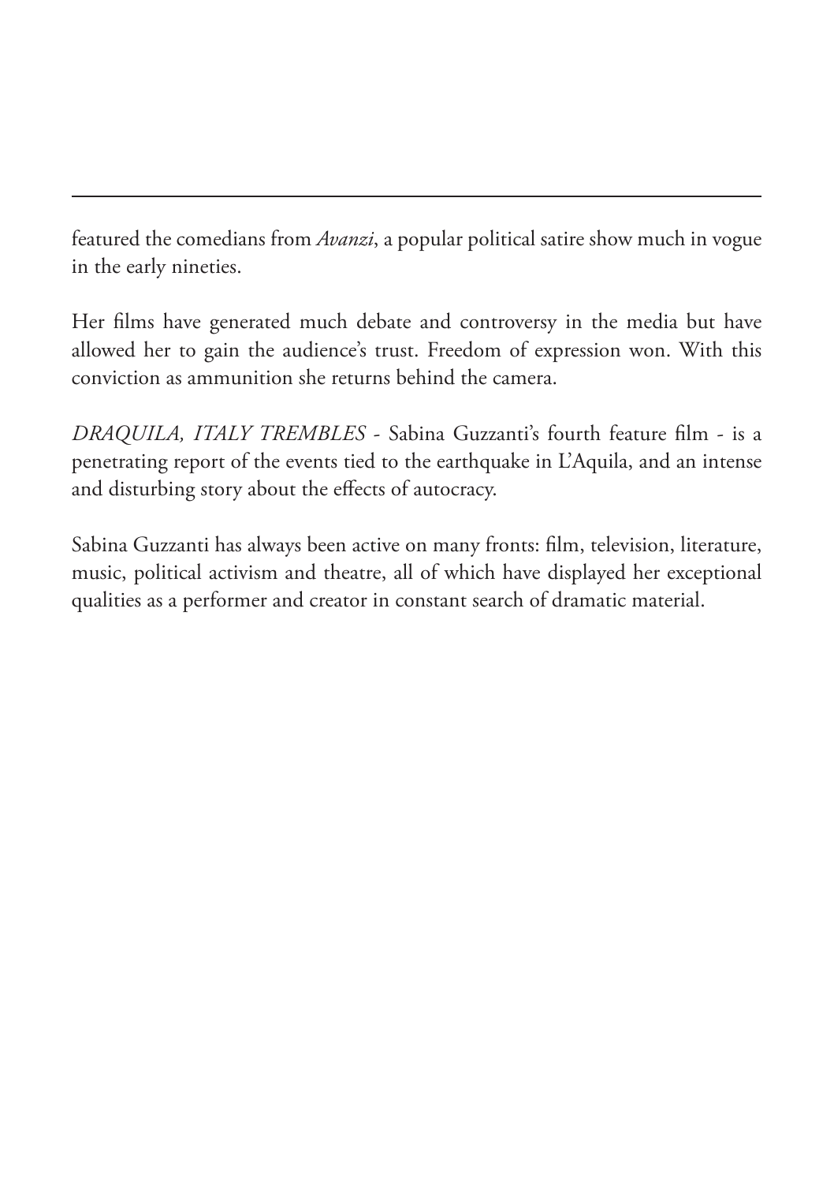featured the comedians from *Avanzi*, a popular political satire show much in vogue in the early nineties.

Her films have generated much debate and controversy in the media but have allowed her to gain the audience's trust. Freedom of expression won. With this conviction as ammunition she returns behind the camera.

*DRAQUILA, ITALY TREMBLES* - Sabina Guzzanti's fourth feature film - is a penetrating report of the events tied to the earthquake in L'Aquila, and an intense and disturbing story about the effects of autocracy.

Sabina Guzzanti has always been active on many fronts: film, television, literature, music, political activism and theatre, all of which have displayed her exceptional qualities as a performer and creator in constant search of dramatic material.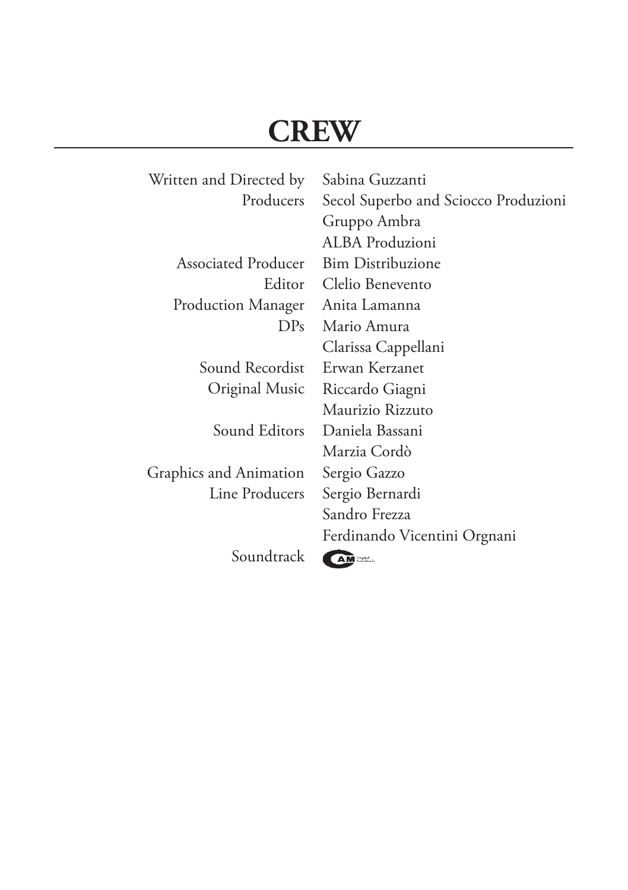# CREW

| | |
|---|---|
| Written and Directed by | Sabina Guzzanti |
| Producers | Secol Superbo and Sciocco Produzioni |
| | Gruppo Ambra |
| | ALBA Produzioni |
| Associated Producer | Bim Distribuzione |
| Editor | Clelio Benevento |
| Production Manager | Anita Lamanna |
| DPs | Mario Amura |
| | Clarissa Cappellani |
| Sound Recordist | Erwan Kerzanet |
| Original Music | Riccardo Giagni |
| | Maurizio Rizzuto |
| Sound Editors | Daniela Bassani |
| | Marzia Cordò |
| Graphics and Animation | Sergio Gazzo |
| Line Producers | Sergio Bernardi |
| | Sandro Frezza |
| | Ferdinando Vicentini Orgnani |
| Soundtrack | CAM Original Soundtracks |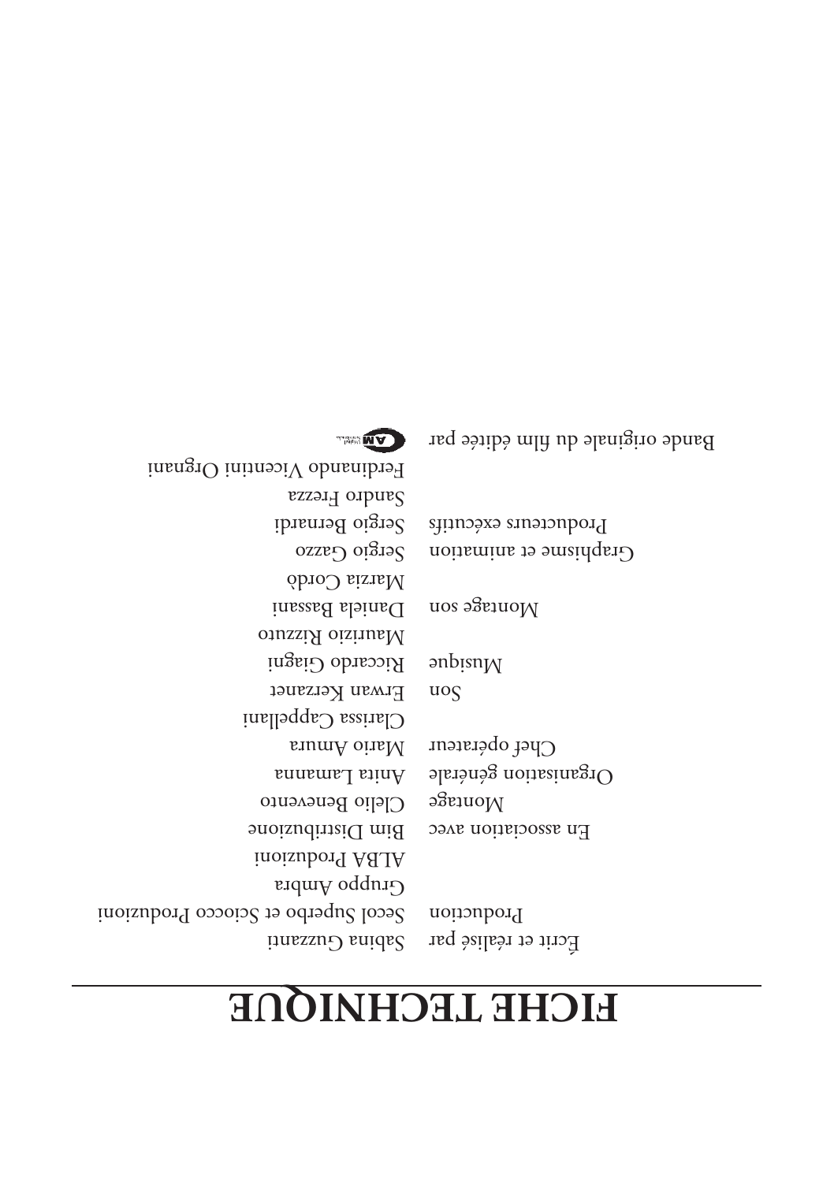# FICHE TECHNIQUE

| | |
|---|---|
| Écrit et réalisé par | Sabina Guzzanti |
| Production | Secol Superbo et Sciocco Produzioni |
| | Gruppo Ambra |
| | ALBA Produzioni |
| En association avec | Bim Distribuzione |
| Montage | Clelio Benevento |
| Organisation générale | Anita Lamanna |
| Chef opérateur | Mario Amura |
| | Clarissa Cappellani |
| Son | Erwan Kerzanet |
| Musique | Riccardo Giagni |
| | Maurizio Rizzuto |
| Montage son | Daniela Bassani |
| | Marzia Cordò |
| Graphisme et animation | Sergio Gazzo |
| Producteurs exécutifs | Sergio Bernardi |
| | Sandro Frezza |
| | Ferdinando Vicentini Orgnani |
| Bande originale du film éditée par | CAM |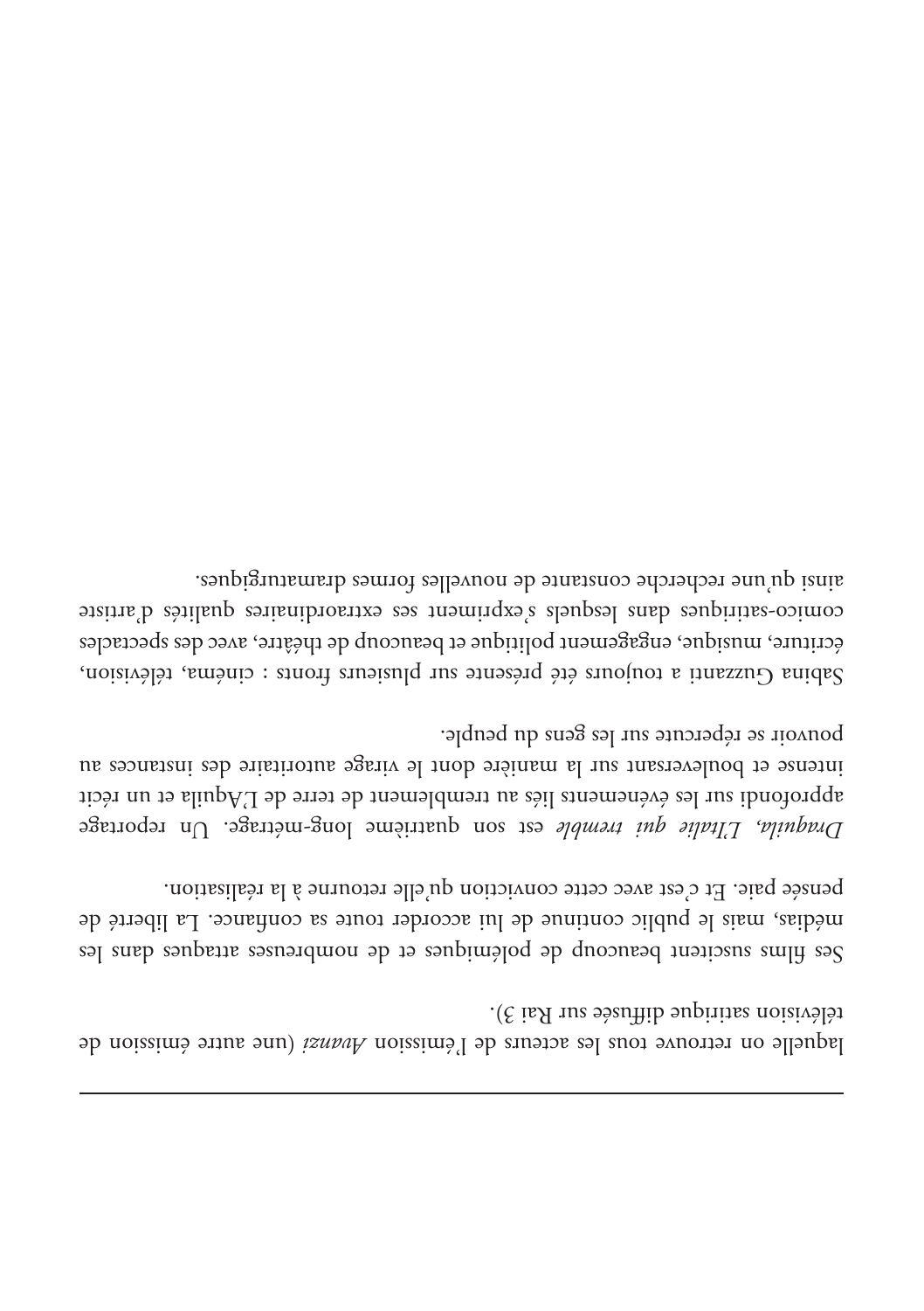laquelle on retrouve tous les acteurs de l'émission *Avanzi* (une autre émission de télévision satirique diffusée sur Rai 3).

Ses films suscitent beaucoup de polémiques et de nombreuses attaques dans les médias, mais le public continue de lui accorder toute sa confiance. La liberté de pensée paie. Et c'est avec cette conviction qu'elle retourne à la réalisation.

*Draquila, L'Italie qui tremble* est son quatrième long-métrage. Un reportage approfondi sur les événements liés au tremblement de terre de L'Aquila et un récit intense et bouleversant sur la manière dont le virage autoritaire des instances au pouvoir se répercute sur les gens du peuple.

Sabina Guzzanti a toujours été présente sur plusieurs fronts : cinéma, télévision, écriture, musique, engagement politique et beaucoup de théâtre, avec des spectacles comico-satiriques dans lesquels s'expriment ses extraordinaires qualités d'artiste ainsi qu'une recherche constante de nouvelles formes dramaturgiques.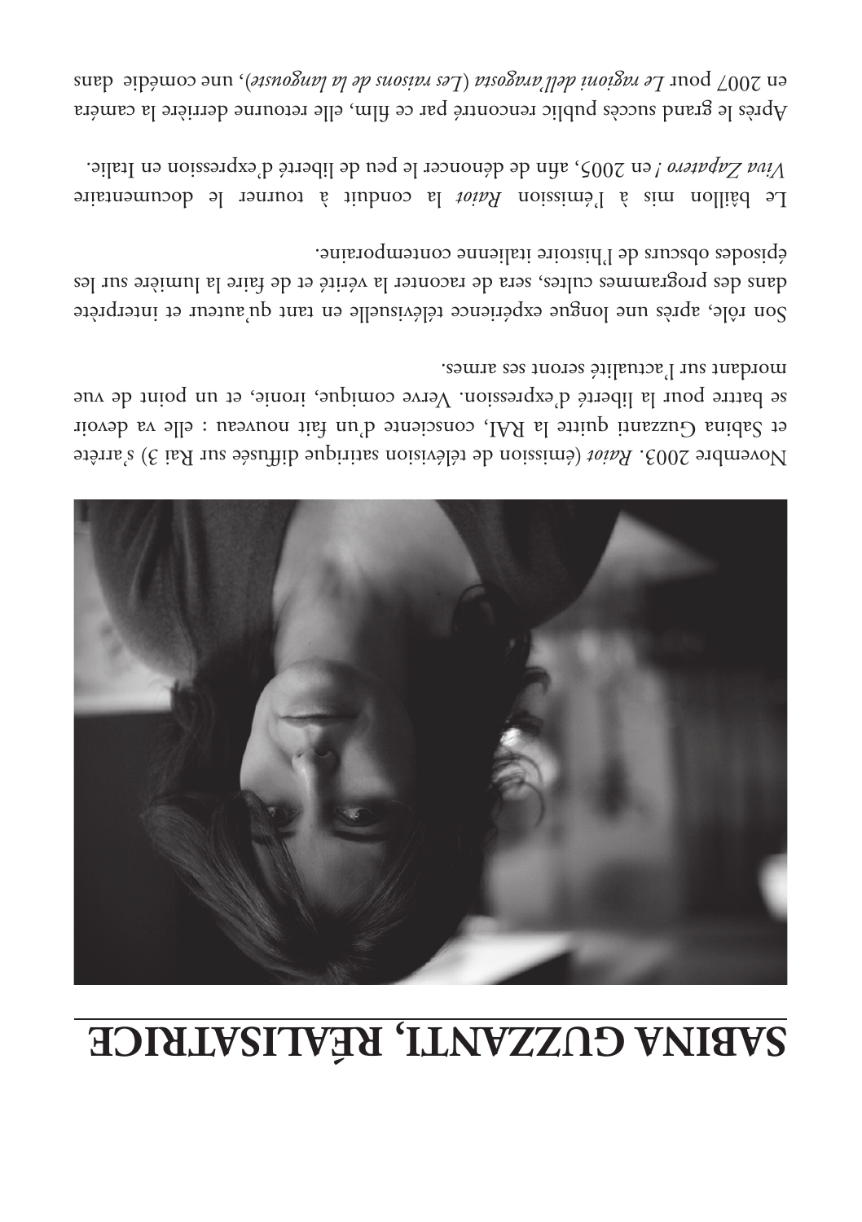# SABINA GUZZANTI, RÉALISATRICE

Novembre 2003. *Raiot* (émission de télévision satirique diffusée sur Rai 3) s'arrête et Sabina Guzzanti quitte la RAI, consciente d'un fait nouveau : elle va devoir se battre pour la liberté d'expression. Verve comique, ironie, et un point de vue mordant sur l'actualité seront ses armes.

Son rôle, après une longue expérience télévisuelle en tant qu'auteur et interprète dans des programmes cultes, sera de raconter la vérité et de faire la lumière sur les épisodes obscurs de l'histoire italienne contemporaine.

Le bâillon mis à l'émission *Raiot* la conduit à tourner le documentaire *Viva Zapatero !* en 2005, afin de dénoncer le peu de liberté d'expression en Italie.

Après le grand succès public rencontré par ce film, elle retourne derrière la caméra en 2007 pour *Le ragioni dell'aragosta* (*Les raisons de la langouste*), une comédie dans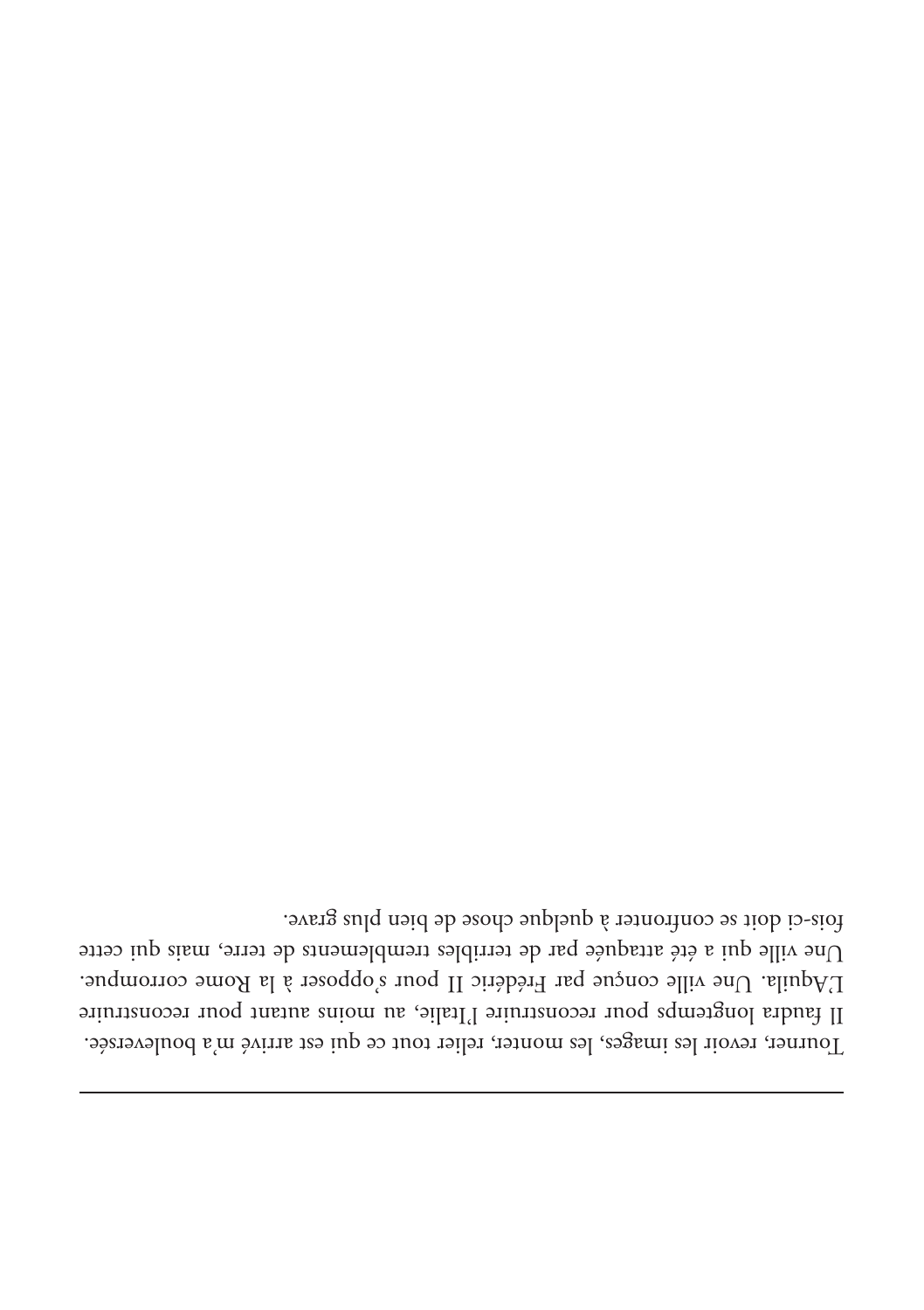Tourner, revoir les images, les monter, relier tout ce qui est arrivé m'a bouleversée. Il faudra longtemps pour reconstruire l'Italie, au moins autant pour reconstruire L'Aquila. Une ville conçue par Frédéric II pour s'opposer à la Rome corrompue. Une ville qui a été attaquée par de terribles tremblements de terre, mais qui cette fois-ci doit se confronter à quelque chose de bien plus grave.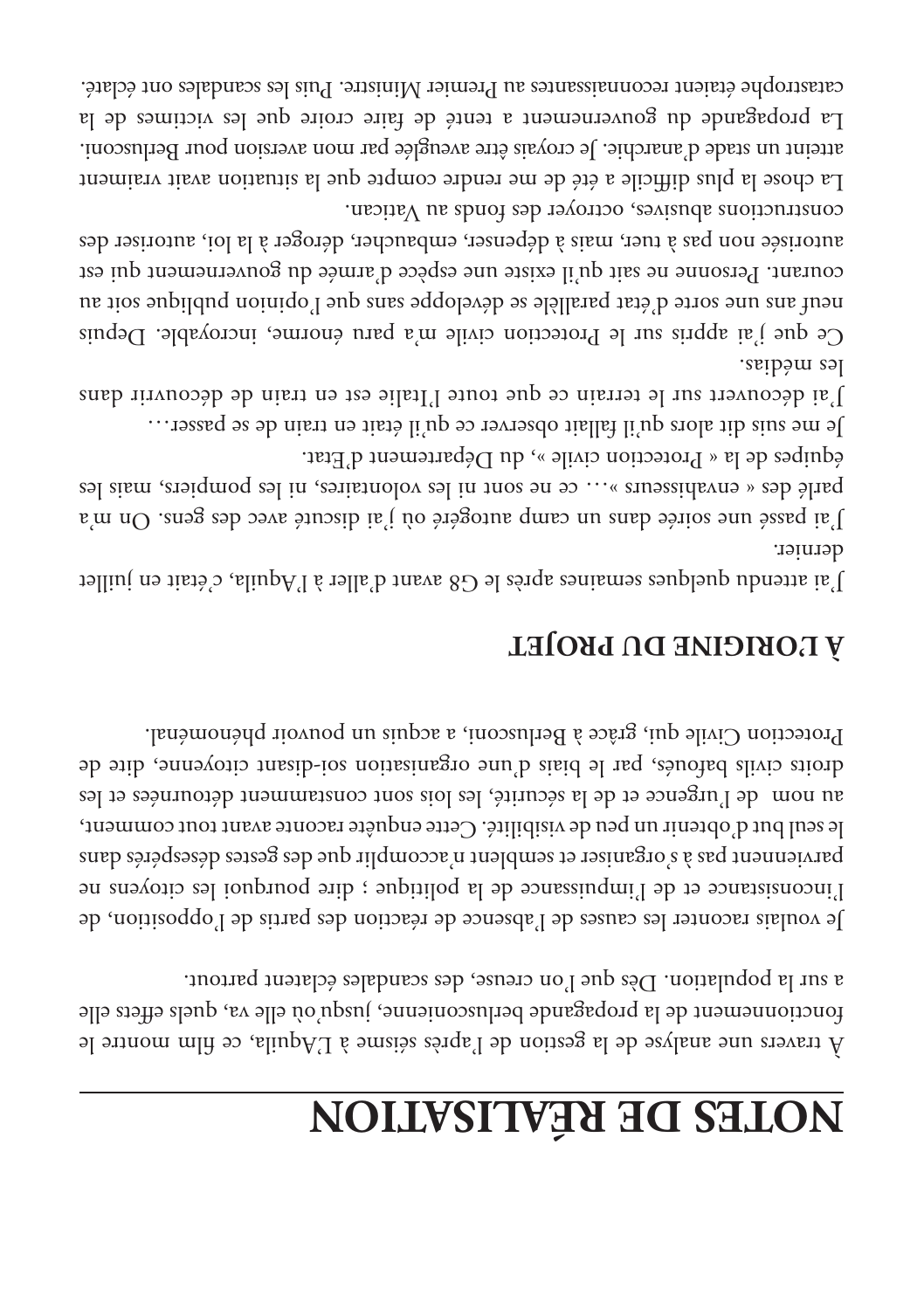# NOTES DE RÉALISATION

À travers une analyse de la gestion de l'après séisme à L'Aquila, ce film montre le fonctionnement de la propagande berlusconienne, jusqu'où elle va, quels effets elle a sur la population. Dès que l'on creuse, des scandales éclatent partout.

Je voulais raconter les causes de l'absence de réaction des partis de l'opposition, de l'inconsistance et de l'impuissance de la politique ; dire pourquoi les citoyens ne parviennent pas à s'organiser et semblent n'accomplir que des gestes désespérés dans le seul but d'obtenir un peu de visibilité. Cette enquête raconte avant tout comment, au nom de l'urgence et de la sécurité, les lois sont constamment détournées et les droits civils bafoués, par le biais d'une organisation soi-disant citoyenne, dite de Protection Civile qui, grâce à Berlusconi, a acquis un pouvoir phénoménal.

## À L'ORIGINE DU PROJET

J'ai attendu quelques semaines après le G8 avant d'aller à l'Aquila, c'était en juillet dernier.

J'ai passé une soirée dans un camp autogéré où j'ai discuté avec des gens. On m'a parlé des « envahisseurs »… ce ne sont ni les volontaires, ni les pompiers, mais les équipes de la « Protection civile », du Département d'Etat.

Je me suis dit alors qu'il fallait observer ce qu'il était en train de se passer…

J'ai découvert sur le terrain ce que toute l'Italie est en train de découvrir dans les médias.

Ce que j'ai appris sur le Protection civile m'a paru énorme, incroyable. Depuis neuf ans une sorte d'état parallèle se développe sans que l'opinion publique soit au courant. Personne ne sait qu'il existe une espèce d'armée du gouvernement qui est autorisée non pas à tuer, mais à dépenser, embaucher, déroger à la loi, autoriser des constructions abusives, octroyer des fonds au Vatican.

La chose la plus difficile a été de me rendre compte que la situation avait vraiment atteint un stade d'anarchie. Je croyais être aveuglée par mon aversion pour Berlusconi. La propagande du gouvernement a tenté de faire croire que les victimes de la catastrophe étaient reconnaissantes au Premier Ministre. Puis les scandales ont éclaté.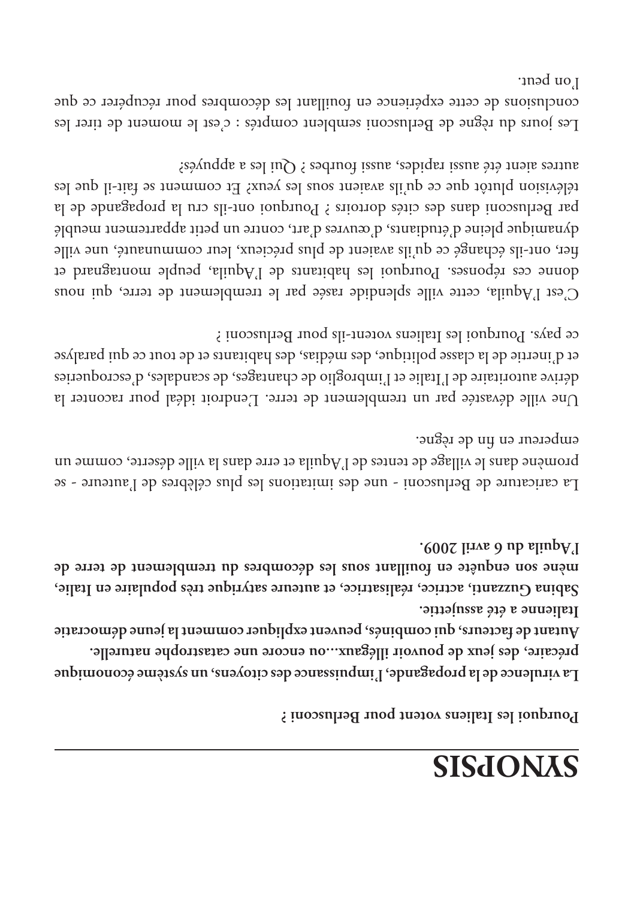# SYNOPSIS

**Pourquoi les Italiens votent pour Berlusconi ?**

**La virulence de la propagande, l'impuissance des citoyens, un système économique précaire, des jeux de pouvoir illégaux...ou encore une catastrophe naturelle. Autant de facteurs, qui combinés, peuvent expliquer comment la jeune démocratie Italienne a été assujettie.**

**Sabina Guzzanti, actrice, réalisatrice, et auteure satyrique très populaire en Italie, mène son enquête en fouillant sous les décombres du tremblement de terre de l'Aquila du 6 avril 2009.**

La caricature de Berlusconi - une des imitations les plus célèbres de l'auteure - se promène dans le village de tentes de l'Aquila et erre dans la ville déserte, comme un empereur en fin de règne.

Une ville dévastée par un tremblement de terre. L'endroit idéal pour raconter la dérive autoritaire de l'Italie et l'imbroglio de chantages, de scandales, d'escroqueries et d'inertie de la classe politique, des médias, des habitants et de tout ce qui paralyse ce pays. Pourquoi les Italiens votent-ils pour Berlusconi ?

C'est l'Aquila, cette ville splendide rasée par le tremblement de terre, qui nous donne ces réponses. Pourquoi les habitants de l'Aquila, peuple montagnard et fier, ont-ils échangé ce qu'ils avaient de plus précieux, leur communauté, une ville dynamique pleine d'étudiants, d'œuvres d'art, contre un petit appartement meublé par Berlusconi dans des cités dortoirs ? Pourquoi ont-ils cru la propagande de la télévision plutôt que ce qu'ils avaient sous les yeux? Et comment se fait-il que les autres aient été aussi rapides, aussi fourbes ? Qui les a appuyés?

Les jours du règne de Berlusconi semblent comptés : c'est le moment de tirer les conclusions de cette expérience en fouillant les décombres pour récupérer ce que l'on peut.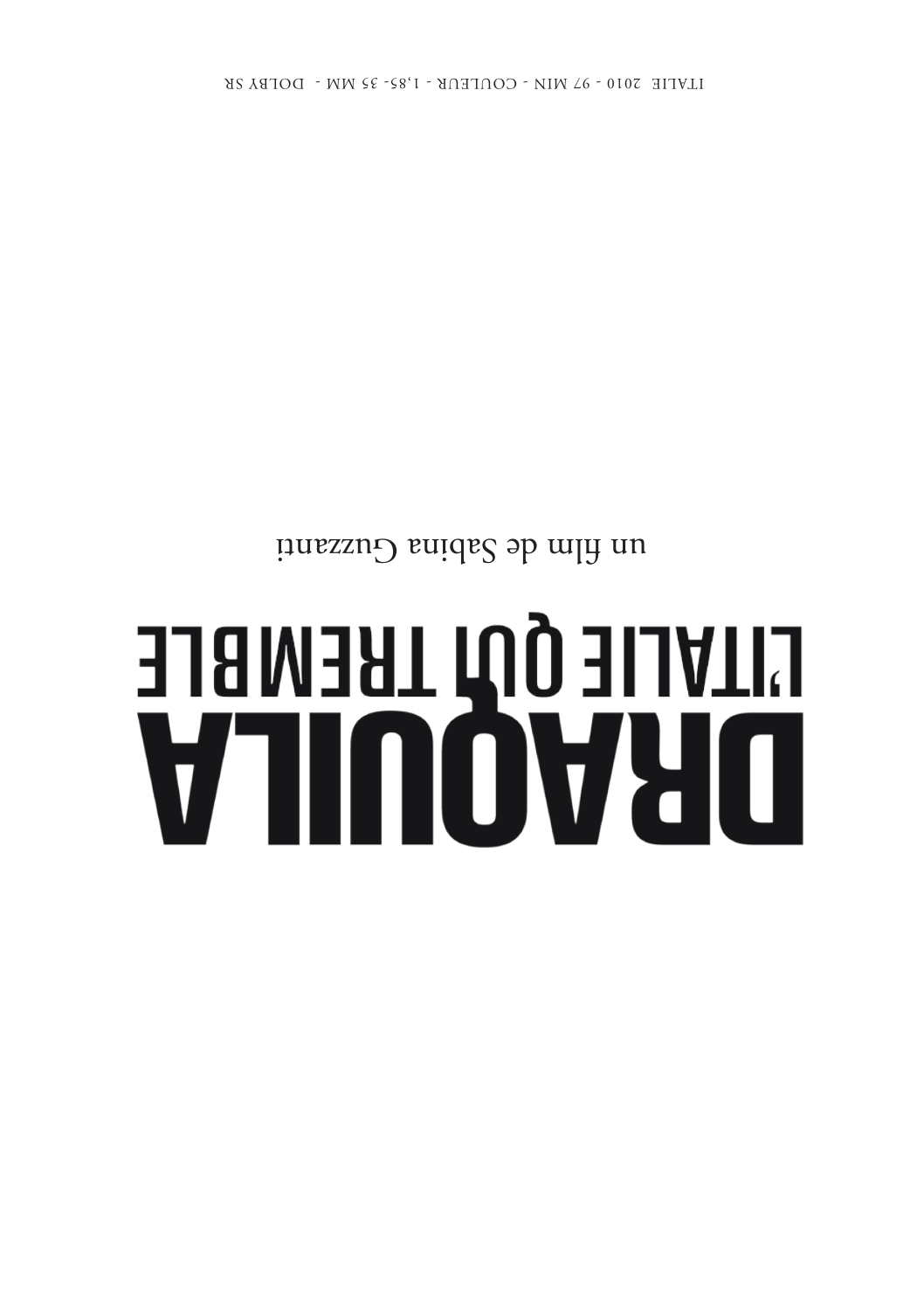# DRAQUILA

## L'ITALIE QUI TREMBLE

un film de Sabina Guzzanti

ITALIE 2010 - 97 MIN - COULEUR - 1,85- 35 MM - DOLBY SR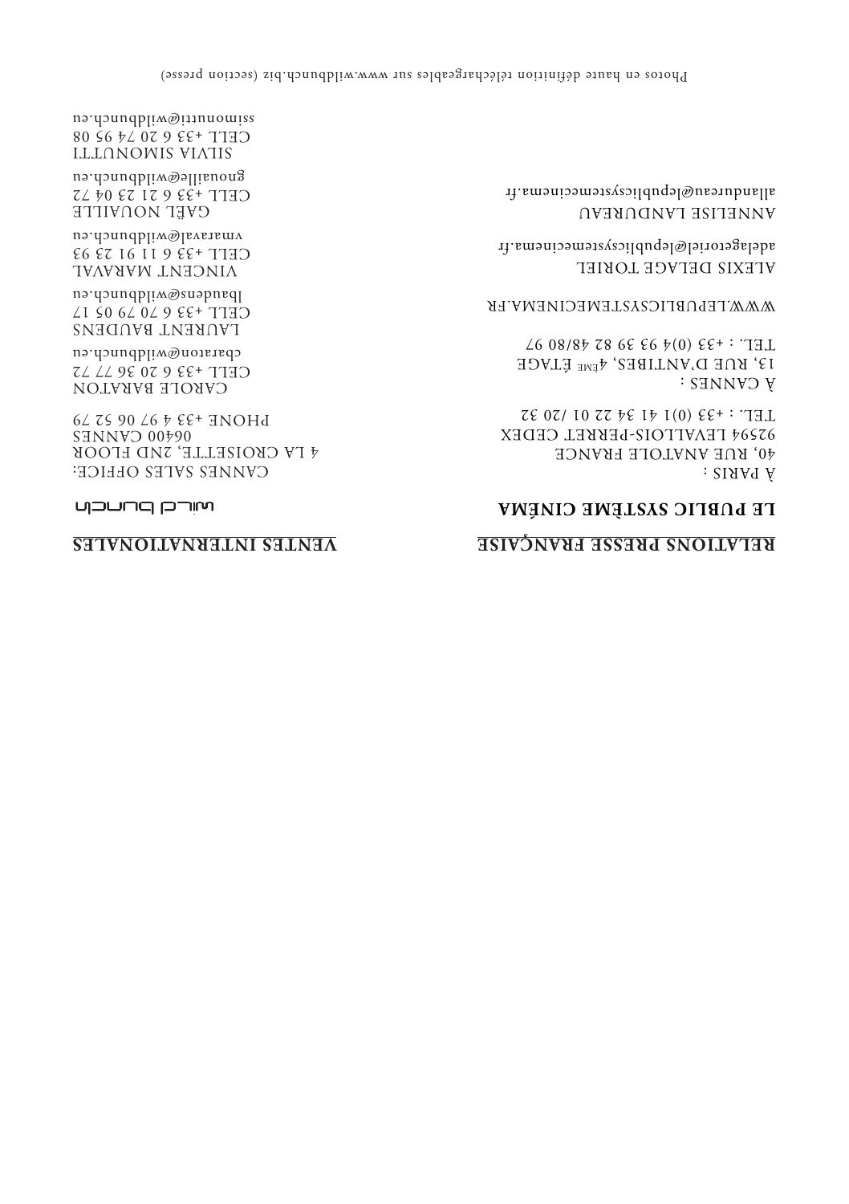## RELATIONS PRESSE FRANÇAISE

**LE PUBLIC SYSTÈME CINÉMA**

À PARIS :
40, RUE ANATOLE FRANCE
92594 LEVALLOIS-PERRET CEDEX
TEL. : +33 (0)1 41 34 22 01 /20 32

À CANNES :
13, RUE D'ANTIBES, 4ÈME ÉTAGE
TEL. : +33 (0)4 93 39 82 48/80 97

WWW.LEPUBLICSYSTEMECINEMA.FR

ALEXIS DELAGE TORIEL
adelagetoriel@lepublicsystemecinema.fr

ANNELISE LANDUREAU
allandureau@lepublicsystemecinema.fr

## VENTES INTERNATIONALES

wild bunch

CANNES SALES OFFICE:
4 LA CROISETTE, 2ND FLOOR
06400 CANNES
PHONE +33 4 97 06 52 79

CAROLE BARATON
CELL +33 6 20 36 77 72
cbaraton@wildbunch.eu

LAURENT BAUDENS
CELL +33 6 70 79 05 17
lbaudens@wildbunch.eu

VINCENT MARAVAL
CELL +33 6 11 91 23 93
vmaraval@wildbunch.eu

GAËL NOUAILLE
CELL +33 6 21 23 04 72
gnouaille@wildbunch.eu

SILVIA SIMONUTTI
CELL +33 6 20 74 95 08
ssimonutti@wildbunch.eu

Photos en haute définition téléchargeables sur www.wildbunch.biz (section presse)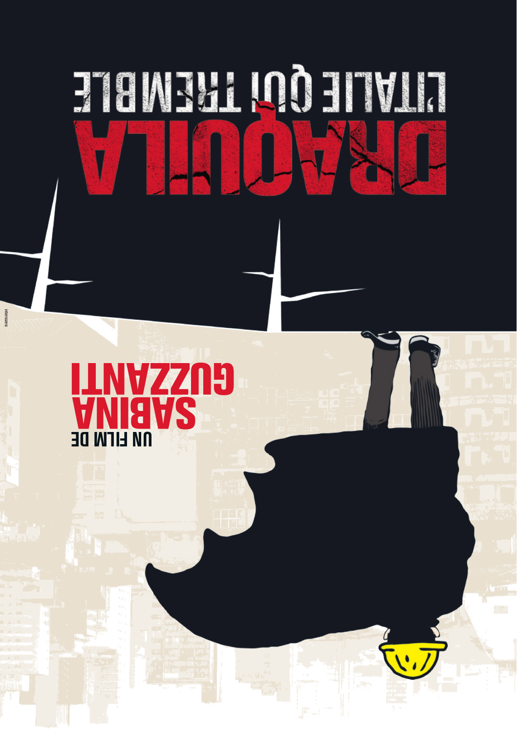# DRAQUILA

## L'ITALIE QUI TREMBLE

UN FILM DE

**SABINA GUZZANTI**

internozero